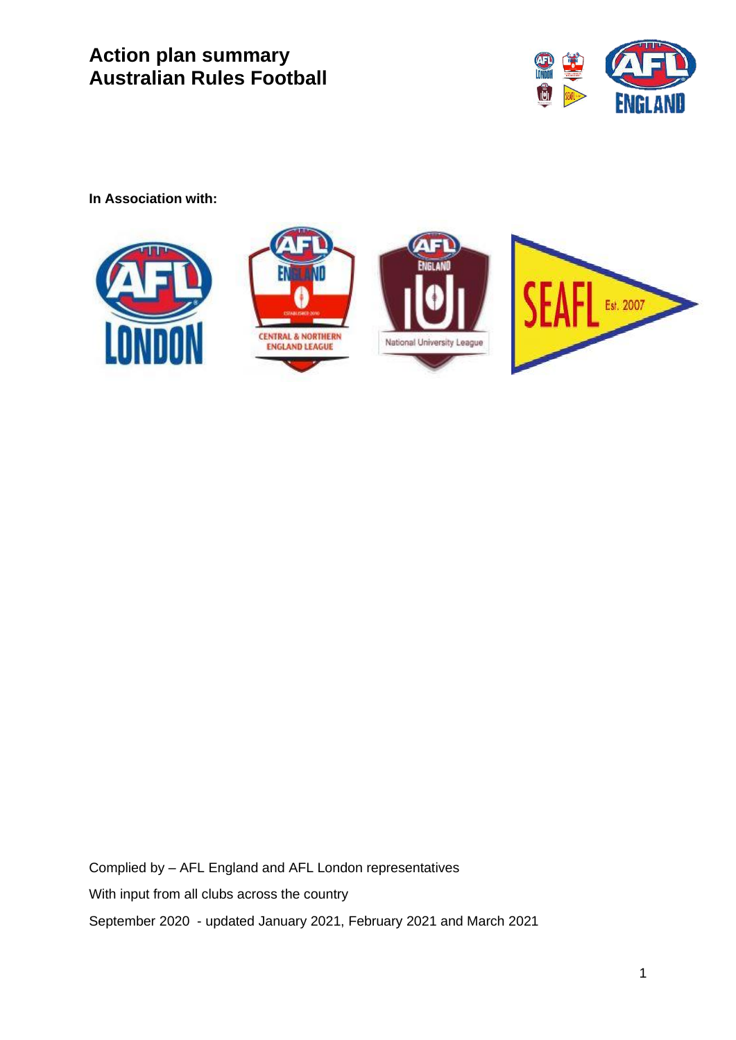# Action plan summary
# Australian Rules Football

**In Association with:**

Complied by – AFL England and AFL London representatives

With input from all clubs across the country

September 2020 - updated January 2021, February 2021 and March 2021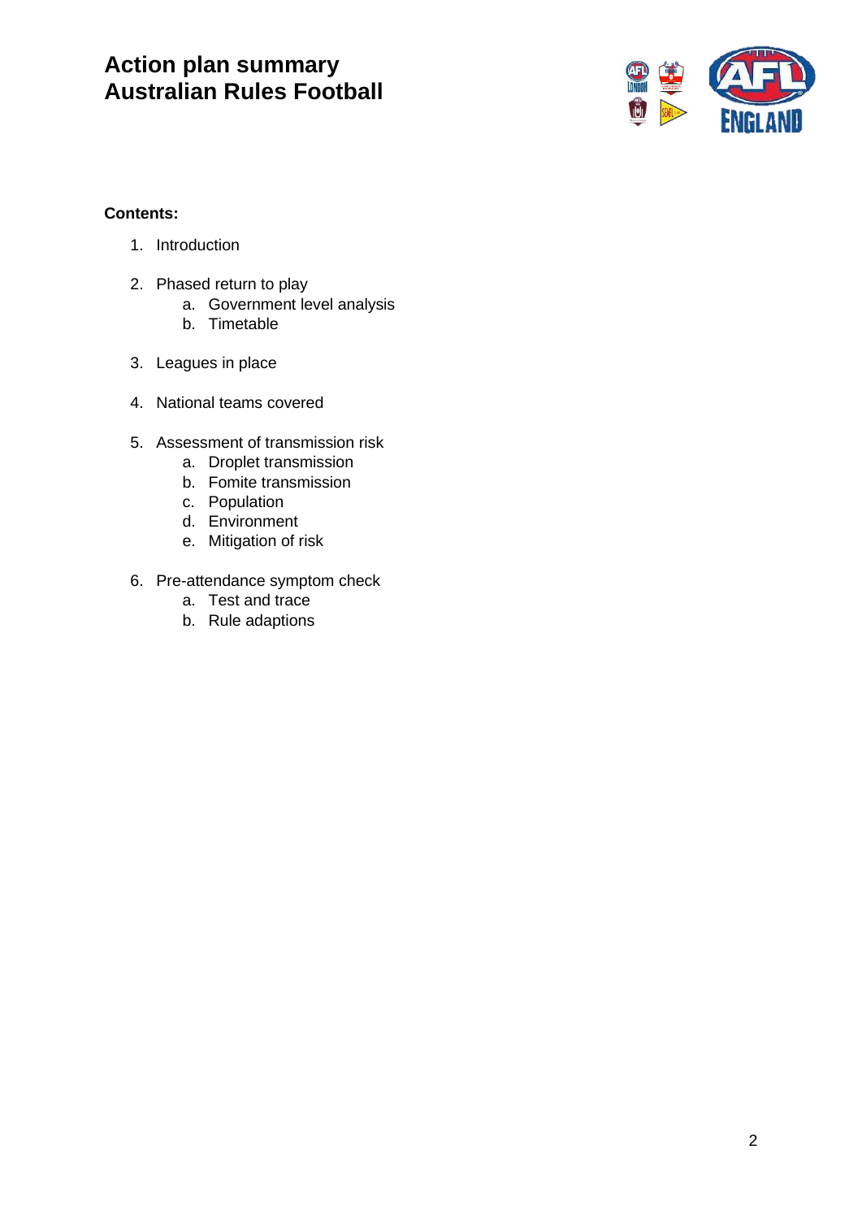# Action plan summary
# Australian Rules Football

**Contents:**

1. Introduction

2. Phased return to play
    a. Government level analysis
    b. Timetable

3. Leagues in place

4. National teams covered

5. Assessment of transmission risk
    a. Droplet transmission
    b. Fomite transmission
    c. Population
    d. Environment
    e. Mitigation of risk

6. Pre-attendance symptom check
    a. Test and trace
    b. Rule adaptions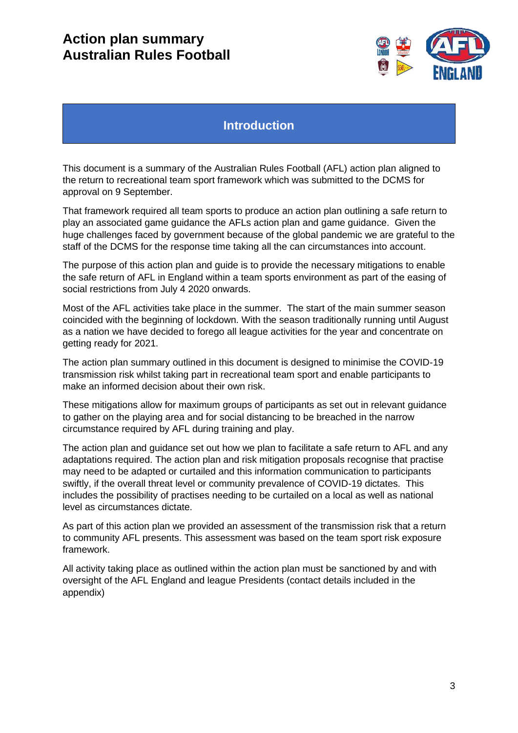# Action plan summary
# Australian Rules Football

## Introduction

This document is a summary of the Australian Rules Football (AFL) action plan aligned to the return to recreational team sport framework which was submitted to the DCMS for approval on 9 September.

That framework required all team sports to produce an action plan outlining a safe return to play an associated game guidance the AFLs action plan and game guidance. Given the huge challenges faced by government because of the global pandemic we are grateful to the staff of the DCMS for the response time taking all the can circumstances into account.

The purpose of this action plan and guide is to provide the necessary mitigations to enable the safe return of AFL in England within a team sports environment as part of the easing of social restrictions from July 4 2020 onwards.

Most of the AFL activities take place in the summer. The start of the main summer season coincided with the beginning of lockdown. With the season traditionally running until August as a nation we have decided to forego all league activities for the year and concentrate on getting ready for 2021.

The action plan summary outlined in this document is designed to minimise the COVID-19 transmission risk whilst taking part in recreational team sport and enable participants to make an informed decision about their own risk.

These mitigations allow for maximum groups of participants as set out in relevant guidance to gather on the playing area and for social distancing to be breached in the narrow circumstance required by AFL during training and play.

The action plan and guidance set out how we plan to facilitate a safe return to AFL and any adaptations required. The action plan and risk mitigation proposals recognise that practise may need to be adapted or curtailed and this information communication to participants swiftly, if the overall threat level or community prevalence of COVID-19 dictates. This includes the possibility of practises needing to be curtailed on a local as well as national level as circumstances dictate.

As part of this action plan we provided an assessment of the transmission risk that a return to community AFL presents. This assessment was based on the team sport risk exposure framework.

All activity taking place as outlined within the action plan must be sanctioned by and with oversight of the AFL England and league Presidents (contact details included in the appendix)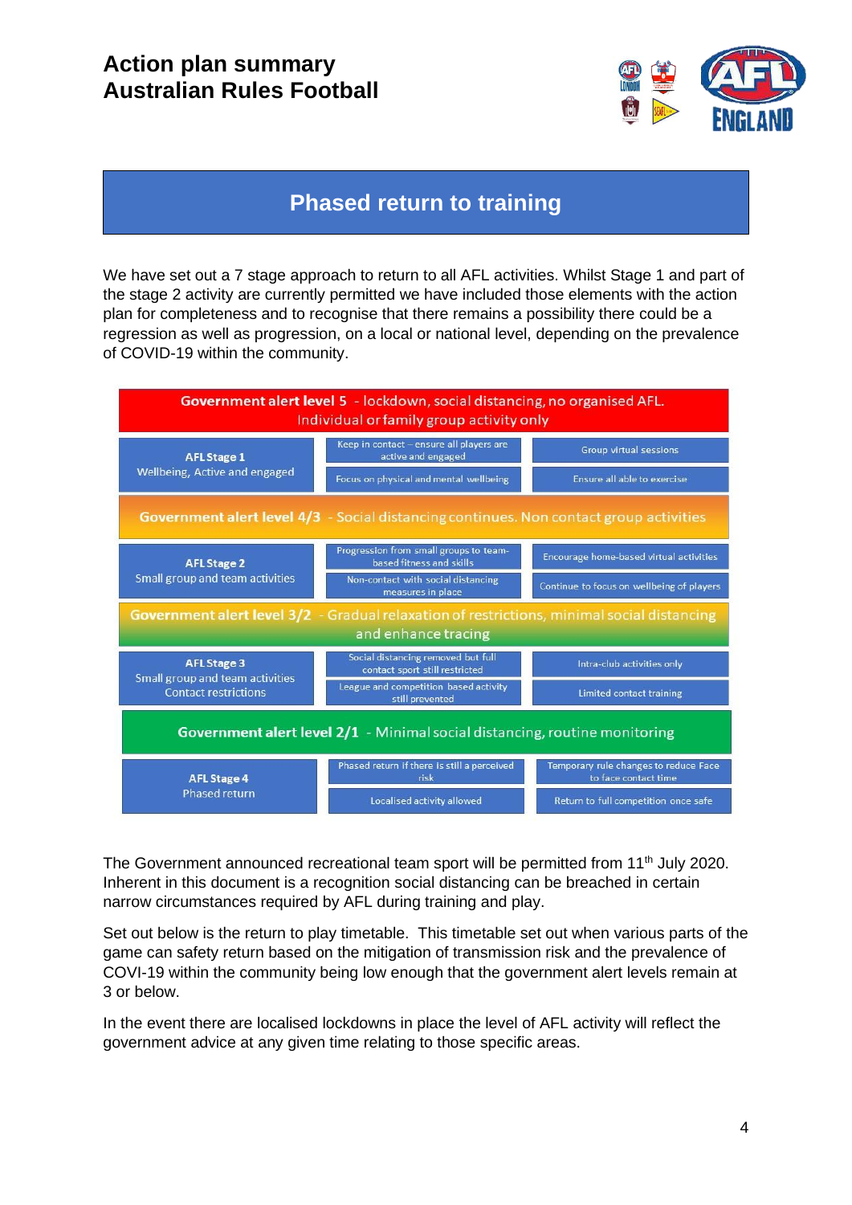# Action plan summary
# Australian Rules Football

## Phased return to training

We have set out a 7 stage approach to return to all AFL activities. Whilst Stage 1 and part of the stage 2 activity are currently permitted we have included those elements with the action plan for completeness and to recognise that there remains a possibility there could be a regression as well as progression, on a local or national level, depending on the prevalence of COVID-19 within the community.

**Government alert level 5** - lockdown, social distancing, no organised AFL. Individual or family group activity only

| AFL Stage | | |
|---|---|---|
| **AFL Stage 1** Wellbeing, Active and engaged | Keep in contact – ensure all players are active and engaged | Group virtual sessions |
| | Focus on physical and mental wellbeing | Ensure all able to exercise |

**Government alert level 4/3** - Social distancing continues. Non contact group activities

| AFL Stage | | |
|---|---|---|
| **AFL Stage 2** Small group and team activities | Progression from small groups to team-based fitness and skills | Encourage home-based virtual activities |
| | Non-contact with social distancing measures in place | Continue to focus on wellbeing of players |

**Government alert level 3/2** - Gradual relaxation of restrictions, minimal social distancing and enhance tracing

| AFL Stage | | |
|---|---|---|
| **AFL Stage 3** Small group and team activities Contact restrictions | Social distancing removed but full contact sport still restricted | Intra-club activities only |
| | League and competition based activity still prevented | Limited contact training |

**Government alert level 2/1** - Minimal social distancing, routine monitoring

| AFL Stage | | |
|---|---|---|
| **AFL Stage 4** Phased return | Phased return if there is still a perceived risk | Temporary rule changes to reduce Face to face contact time |
| | Localised activity allowed | Return to full competition once safe |

The Government announced recreational team sport will be permitted from 11th July 2020. Inherent in this document is a recognition social distancing can be breached in certain narrow circumstances required by AFL during training and play.

Set out below is the return to play timetable. This timetable set out when various parts of the game can safety return based on the mitigation of transmission risk and the prevalence of COVI-19 within the community being low enough that the government alert levels remain at 3 or below.

In the event there are localised lockdowns in place the level of AFL activity will reflect the government advice at any given time relating to those specific areas.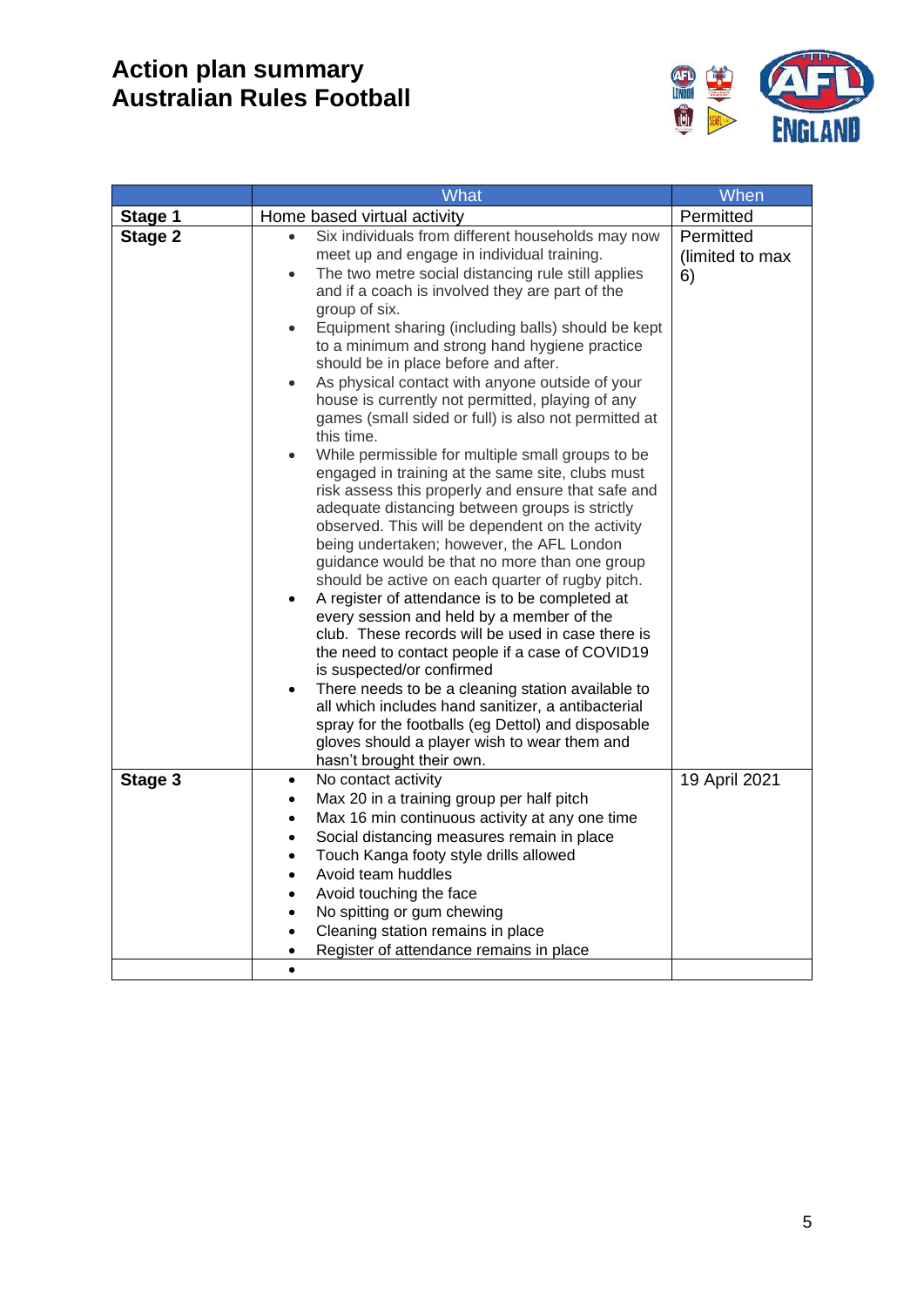# Action plan summary
# Australian Rules Football

| | What | When |
|---|---|---|
| **Stage 1** | Home based virtual activity | Permitted |
| **Stage 2** | • Six individuals from different households may now meet up and engage in individual training.<br>• The two metre social distancing rule still applies and if a coach is involved they are part of the group of six.<br>• Equipment sharing (including balls) should be kept to a minimum and strong hand hygiene practice should be in place before and after.<br>• As physical contact with anyone outside of your house is currently not permitted, playing of any games (small sided or full) is also not permitted at this time.<br>• While permissible for multiple small groups to be engaged in training at the same site, clubs must risk assess this properly and ensure that safe and adequate distancing between groups is strictly observed. This will be dependent on the activity being undertaken; however, the AFL London guidance would be that no more than one group should be active on each quarter of rugby pitch.<br>• A register of attendance is to be completed at every session and held by a member of the club. These records will be used in case there is the need to contact people if a case of COVID19 is suspected/or confirmed<br>• There needs to be a cleaning station available to all which includes hand sanitizer, a antibacterial spray for the footballs (eg Dettol) and disposable gloves should a player wish to wear them and hasn't brought their own. | Permitted (limited to max 6) |
| **Stage 3** | • No contact activity<br>• Max 20 in a training group per half pitch<br>• Max 16 min continuous activity at any one time<br>• Social distancing measures remain in place<br>• Touch Kanga footy style drills allowed<br>• Avoid team huddles<br>• Avoid touching the face<br>• No spitting or gum chewing<br>• Cleaning station remains in place<br>• Register of attendance remains in place | 19 April 2021 |
| | • | |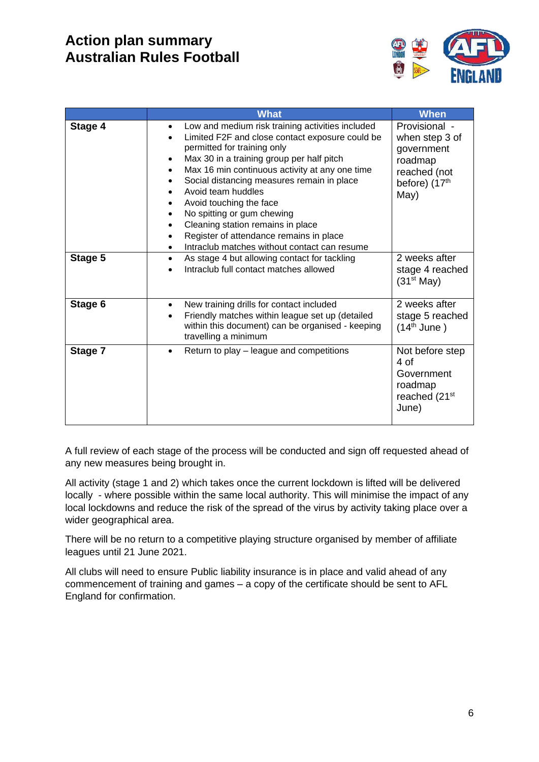# Action plan summary
# Australian Rules Football

| | What | When |
|---|---|---|
| **Stage 4** | • Low and medium risk training activities included<br>• Limited F2F and close contact exposure could be permitted for training only<br>• Max 30 in a training group per half pitch<br>• Max 16 min continuous activity at any one time<br>• Social distancing measures remain in place<br>• Avoid team huddles<br>• Avoid touching the face<br>• No spitting or gum chewing<br>• Cleaning station remains in place<br>• Register of attendance remains in place<br>• Intraclub matches without contact can resume | Provisional - when step 3 of government roadmap reached (not before) (17th May) |
| **Stage 5** | • As stage 4 but allowing contact for tackling<br>• Intraclub full contact matches allowed | 2 weeks after stage 4 reached (31st May) |
| **Stage 6** | • New training drills for contact included<br>• Friendly matches within league set up (detailed within this document) can be organised - keeping travelling a minimum | 2 weeks after stage 5 reached (14th June ) |
| **Stage 7** | • Return to play – league and competitions | Not before step 4 of Government roadmap reached (21st June) |

A full review of each stage of the process will be conducted and sign off requested ahead of any new measures being brought in.

All activity (stage 1 and 2) which takes once the current lockdown is lifted will be delivered locally - where possible within the same local authority. This will minimise the impact of any local lockdowns and reduce the risk of the spread of the virus by activity taking place over a wider geographical area.

There will be no return to a competitive playing structure organised by member of affiliate leagues until 21 June 2021.

All clubs will need to ensure Public liability insurance is in place and valid ahead of any commencement of training and games – a copy of the certificate should be sent to AFL England for confirmation.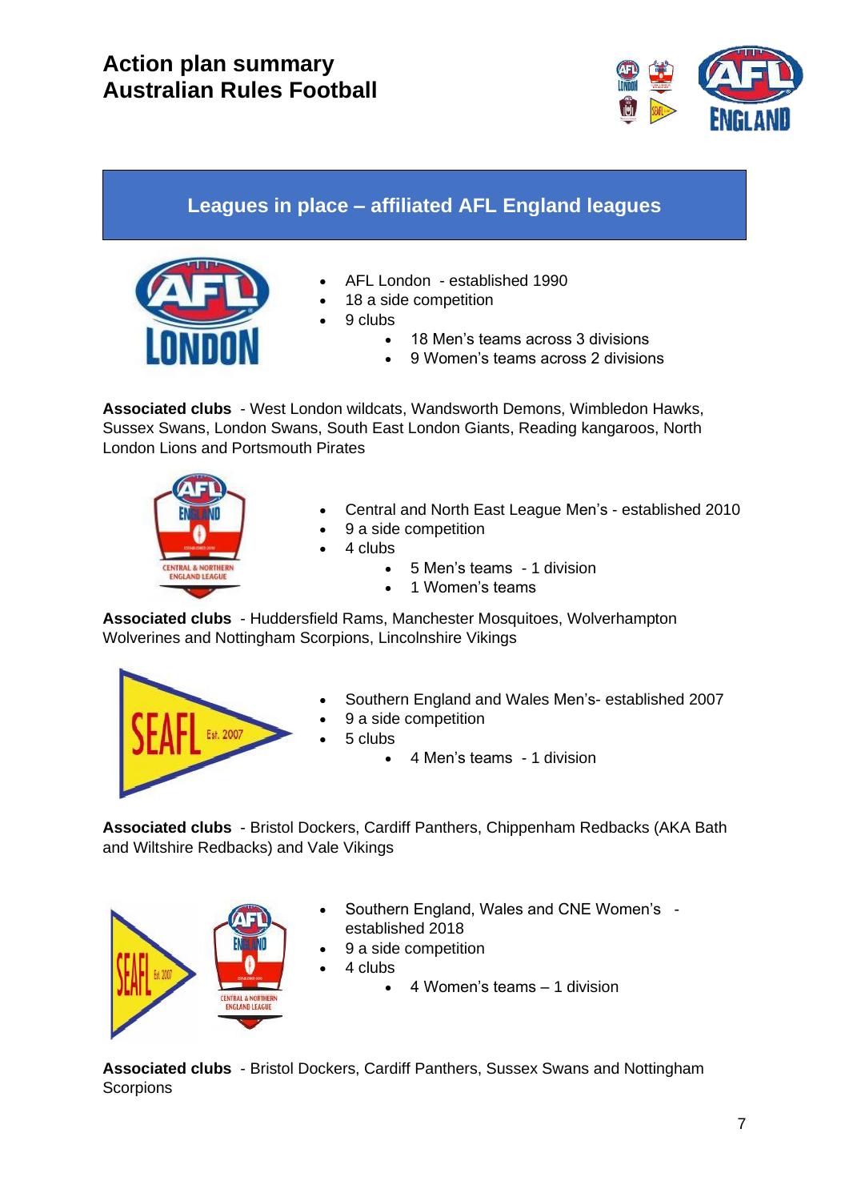# Action plan summary
# Australian Rules Football

## Leagues in place – affiliated AFL England leagues

- AFL London - established 1990
- 18 a side competition
- 9 clubs
  - 18 Men's teams across 3 divisions
  - 9 Women's teams across 2 divisions

**Associated clubs** - West London wildcats, Wandsworth Demons, Wimbledon Hawks, Sussex Swans, London Swans, South East London Giants, Reading kangaroos, North London Lions and Portsmouth Pirates

- Central and North East League Men's - established 2010
- 9 a side competition
- 4 clubs
  - 5 Men's teams - 1 division
  - 1 Women's teams

**Associated clubs** - Huddersfield Rams, Manchester Mosquitoes, Wolverhampton Wolverines and Nottingham Scorpions, Lincolnshire Vikings

- Southern England and Wales Men's- established 2007
- 9 a side competition
- 5 clubs
  - 4 Men's teams - 1 division

**Associated clubs** - Bristol Dockers, Cardiff Panthers, Chippenham Redbacks (AKA Bath and Wiltshire Redbacks) and Vale Vikings

- Southern England, Wales and CNE Women's - established 2018
- 9 a side competition
- 4 clubs
  - 4 Women's teams – 1 division

**Associated clubs** - Bristol Dockers, Cardiff Panthers, Sussex Swans and Nottingham Scorpions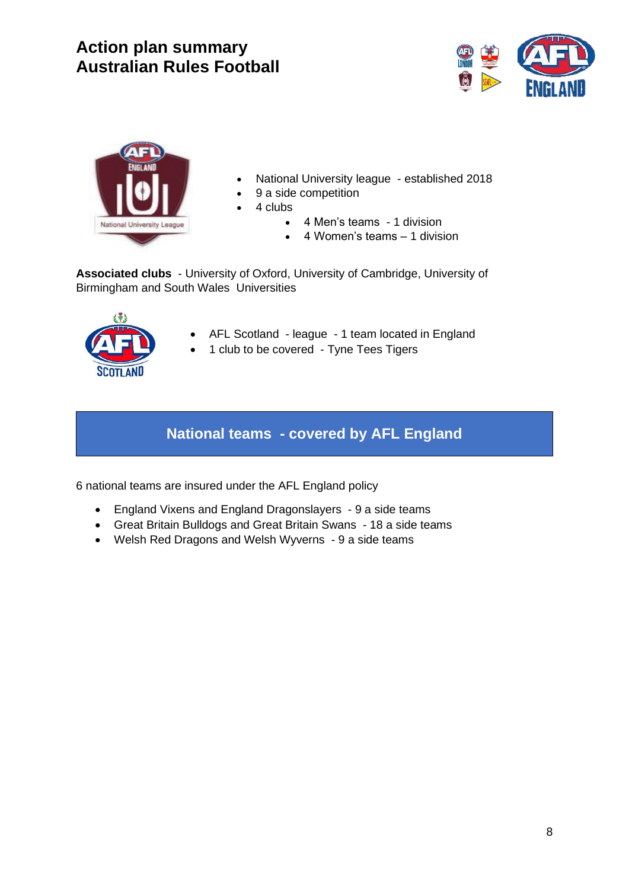# Action plan summary
# Australian Rules Football

- National University league - established 2018
- 9 a side competition
- 4 clubs
    - 4 Men's teams - 1 division
    - 4 Women's teams – 1 division

**Associated clubs** - University of Oxford, University of Cambridge, University of Birmingham and South Wales Universities

- AFL Scotland - league - 1 team located in England
- 1 club to be covered - Tyne Tees Tigers

## National teams - covered by AFL England

6 national teams are insured under the AFL England policy

- England Vixens and England Dragonslayers - 9 a side teams
- Great Britain Bulldogs and Great Britain Swans - 18 a side teams
- Welsh Red Dragons and Welsh Wyverns - 9 a side teams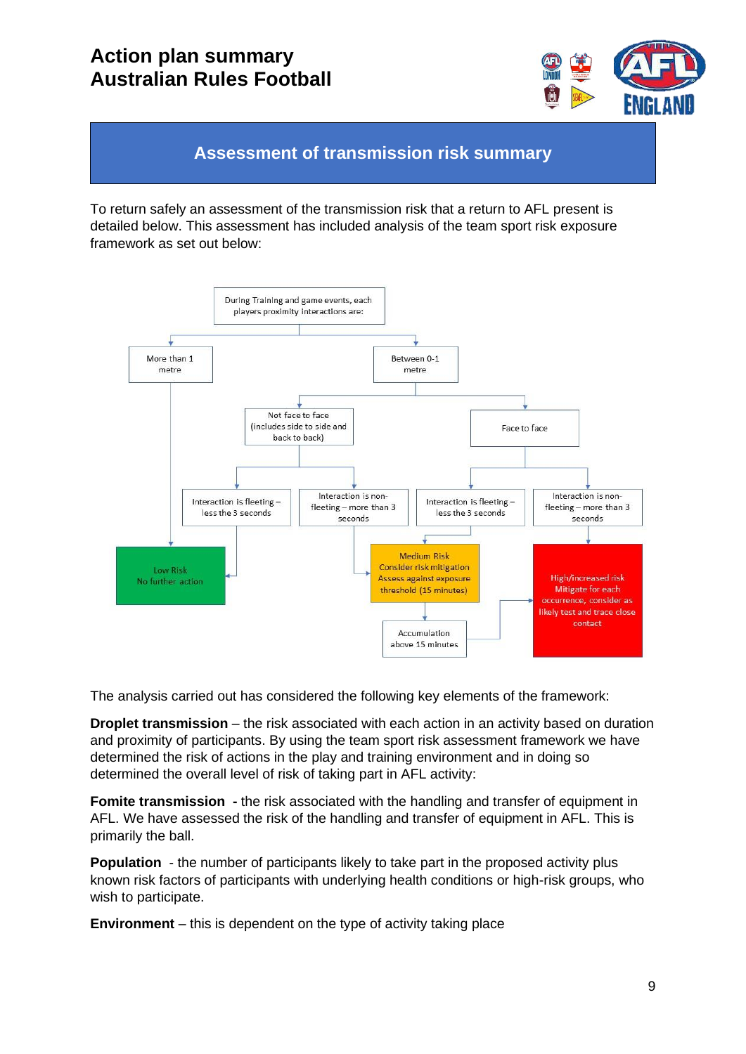## Assessment of transmission risk summary

To return safely an assessment of the transmission risk that a return to AFL present is detailed below. This assessment has included analysis of the team sport risk exposure framework as set out below:

- During Training and game events, each players proximity interactions are:
  - More than 1 metre → **Low Risk** – No further action
  - Between 0-1 metre
    - Not face to face (includes side to side and back to back)
      - Interaction is fleeting – less the 3 seconds → **Low Risk** – No further action
      - Interaction is non-fleeting – more than 3 seconds → **Medium Risk** – Consider risk mitigation. Assess against exposure threshold (15 minutes)
        - Accumulation above 15 minutes → **High/increased risk**
    - Face to face
      - Interaction is fleeting – less the 3 seconds → **Medium Risk** – Consider risk mitigation. Assess against exposure threshold (15 minutes)
        - Accumulation above 15 minutes → **High/increased risk**
      - Interaction is non-fleeting – more than 3 seconds → **High/increased risk** – Mitigate for each occurrence, consider as likely test and trace close contact

The analysis carried out has considered the following key elements of the framework:

**Droplet transmission** – the risk associated with each action in an activity based on duration and proximity of participants. By using the team sport risk assessment framework we have determined the risk of actions in the play and training environment and in doing so determined the overall level of risk of taking part in AFL activity:

**Fomite transmission** - the risk associated with the handling and transfer of equipment in AFL. We have assessed the risk of the handling and transfer of equipment in AFL. This is primarily the ball.

**Population** - the number of participants likely to take part in the proposed activity plus known risk factors of participants with underlying health conditions or high-risk groups, who wish to participate.

**Environment** – this is dependent on the type of activity taking place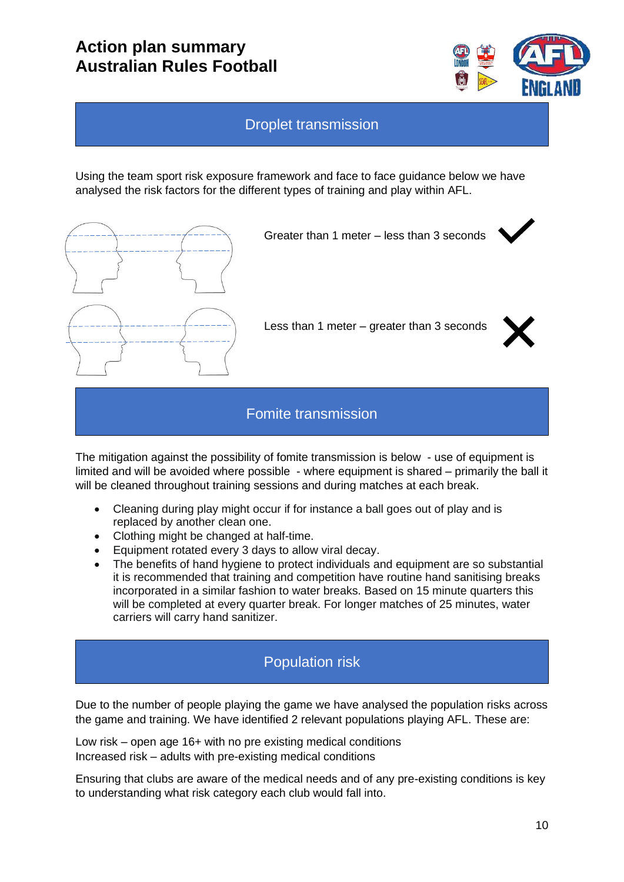# Action plan summary
# Australian Rules Football

## Droplet transmission

Using the team sport risk exposure framework and face to face guidance below we have analysed the risk factors for the different types of training and play within AFL.

Greater than 1 meter – less than 3 seconds ✓

Less than 1 meter – greater than 3 seconds ✗

## Fomite transmission

The mitigation against the possibility of fomite transmission is below - use of equipment is limited and will be avoided where possible - where equipment is shared – primarily the ball it will be cleaned throughout training sessions and during matches at each break.

- Cleaning during play might occur if for instance a ball goes out of play and is replaced by another clean one.
- Clothing might be changed at half-time.
- Equipment rotated every 3 days to allow viral decay.
- The benefits of hand hygiene to protect individuals and equipment are so substantial it is recommended that training and competition have routine hand sanitising breaks incorporated in a similar fashion to water breaks. Based on 15 minute quarters this will be completed at every quarter break. For longer matches of 25 minutes, water carriers will carry hand sanitizer.

## Population risk

Due to the number of people playing the game we have analysed the population risks across the game and training. We have identified 2 relevant populations playing AFL. These are:

Low risk – open age 16+ with no pre existing medical conditions
Increased risk – adults with pre-existing medical conditions

Ensuring that clubs are aware of the medical needs and of any pre-existing conditions is key to understanding what risk category each club would fall into.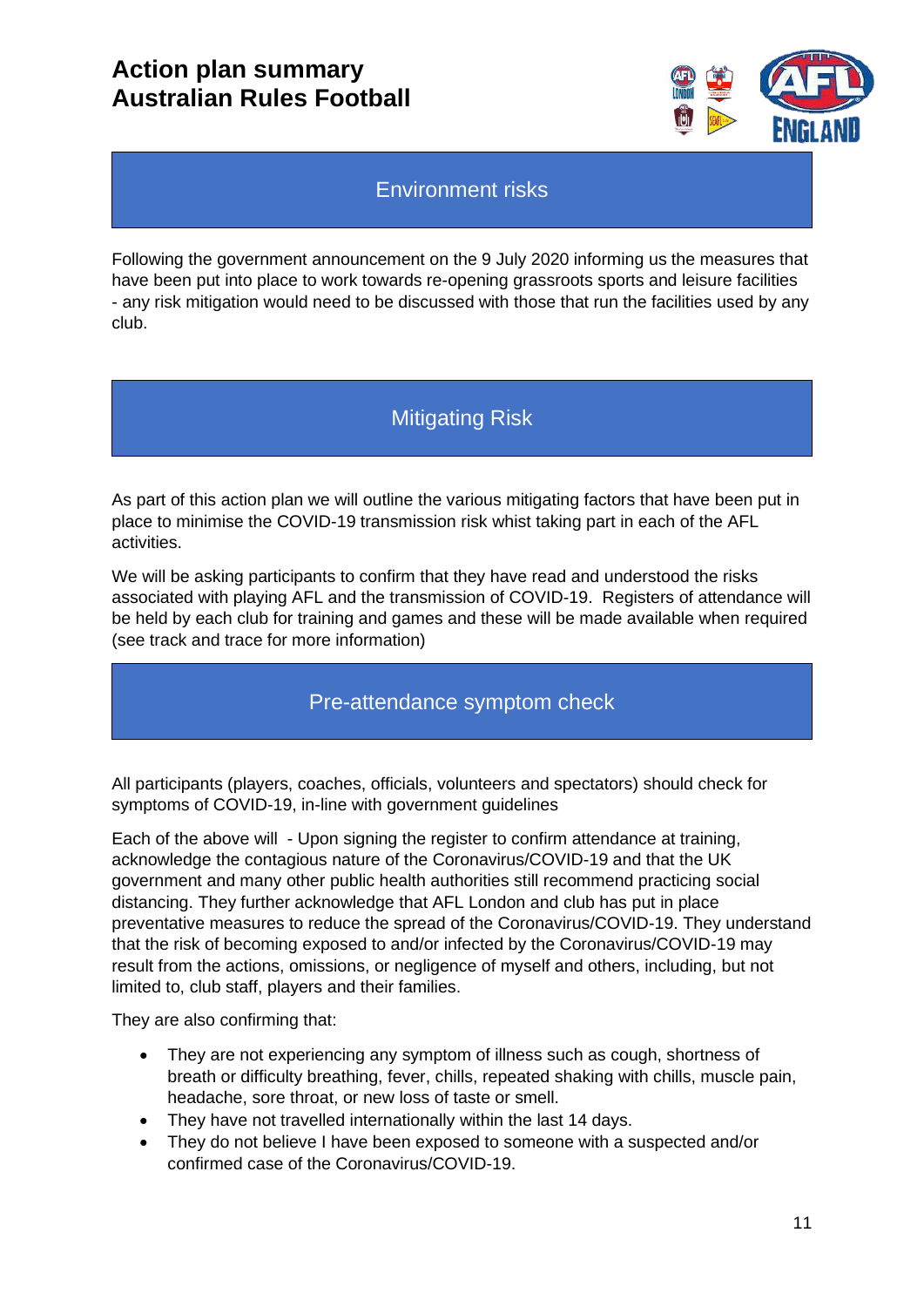# Action plan summary
# Australian Rules Football

## Environment risks

Following the government announcement on the 9 July 2020 informing us the measures that have been put into place to work towards re-opening grassroots sports and leisure facilities - any risk mitigation would need to be discussed with those that run the facilities used by any club.

## Mitigating Risk

As part of this action plan we will outline the various mitigating factors that have been put in place to minimise the COVID-19 transmission risk whist taking part in each of the AFL activities.

We will be asking participants to confirm that they have read and understood the risks associated with playing AFL and the transmission of COVID-19. Registers of attendance will be held by each club for training and games and these will be made available when required (see track and trace for more information)

## Pre-attendance symptom check

All participants (players, coaches, officials, volunteers and spectators) should check for symptoms of COVID-19, in-line with government guidelines

Each of the above will - Upon signing the register to confirm attendance at training, acknowledge the contagious nature of the Coronavirus/COVID-19 and that the UK government and many other public health authorities still recommend practicing social distancing. They further acknowledge that AFL London and club has put in place preventative measures to reduce the spread of the Coronavirus/COVID-19. They understand that the risk of becoming exposed to and/or infected by the Coronavirus/COVID-19 may result from the actions, omissions, or negligence of myself and others, including, but not limited to, club staff, players and their families.

They are also confirming that:

- They are not experiencing any symptom of illness such as cough, shortness of breath or difficulty breathing, fever, chills, repeated shaking with chills, muscle pain, headache, sore throat, or new loss of taste or smell.
- They have not travelled internationally within the last 14 days.
- They do not believe I have been exposed to someone with a suspected and/or confirmed case of the Coronavirus/COVID-19.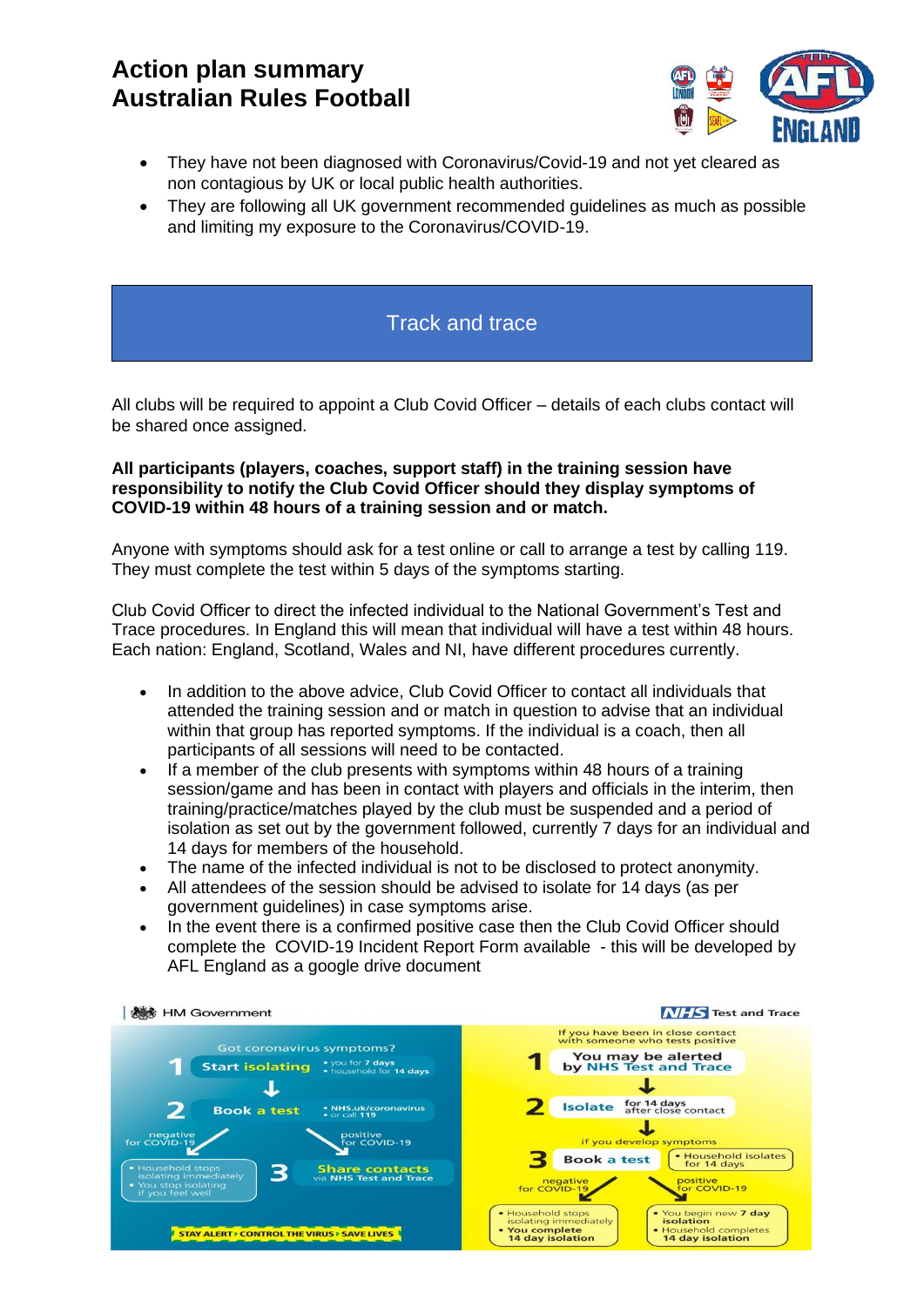- They have not been diagnosed with Coronavirus/Covid-19 and not yet cleared as non contagious by UK or local public health authorities.
- They are following all UK government recommended guidelines as much as possible and limiting my exposure to the Coronavirus/COVID-19.

## Track and trace

All clubs will be required to appoint a Club Covid Officer – details of each clubs contact will be shared once assigned.

**All participants (players, coaches, support staff) in the training session have responsibility to notify the Club Covid Officer should they display symptoms of COVID-19 within 48 hours of a training session and or match.**

Anyone with symptoms should ask for a test online or call to arrange a test by calling 119. They must complete the test within 5 days of the symptoms starting.

Club Covid Officer to direct the infected individual to the National Government's Test and Trace procedures. In England this will mean that individual will have a test within 48 hours. Each nation: England, Scotland, Wales and NI, have different procedures currently.

- In addition to the above advice, Club Covid Officer to contact all individuals that attended the training session and or match in question to advise that an individual within that group has reported symptoms. If the individual is a coach, then all participants of all sessions will need to be contacted.
- If a member of the club presents with symptoms within 48 hours of a training session/game and has been in contact with players and officials in the interim, then training/practice/matches played by the club must be suspended and a period of isolation as set out by the government followed, currently 7 days for an individual and 14 days for members of the household.
- The name of the infected individual is not to be disclosed to protect anonymity.
- All attendees of the session should be advised to isolate for 14 days (as per government guidelines) in case symptoms arise.
- In the event there is a confirmed positive case then the Club Covid Officer should complete the COVID-19 Incident Report Form available - this will be developed by AFL England as a google drive document

HM Government

Got coronavirus symptoms?

1. **Start isolating**
   - you for 7 days
   - household for 14 days
2. **Book a test**
   - NHS.uk/coronavirus
   - or call 119

negative for COVID-19
- Household stops isolating immediately
- You stop isolating if you feel well

positive for COVID-19

3. **Share contacts** via NHS Test and Trace

STAY ALERT › CONTROL THE VIRUS › SAVE LIVES

NHS Test and Trace

If you have been in close contact with someone who tests positive

1. **You may be alerted by NHS Test and Trace**
2. **Isolate** for 14 days after close contact

if you develop symptoms

3. **Book a test**
   - Household isolates for 14 days

negative for COVID-19
- Household stops isolating immediately
- You complete 14 day isolation

positive for COVID-19
- You begin new 7 day isolation
- Household completes 14 day isolation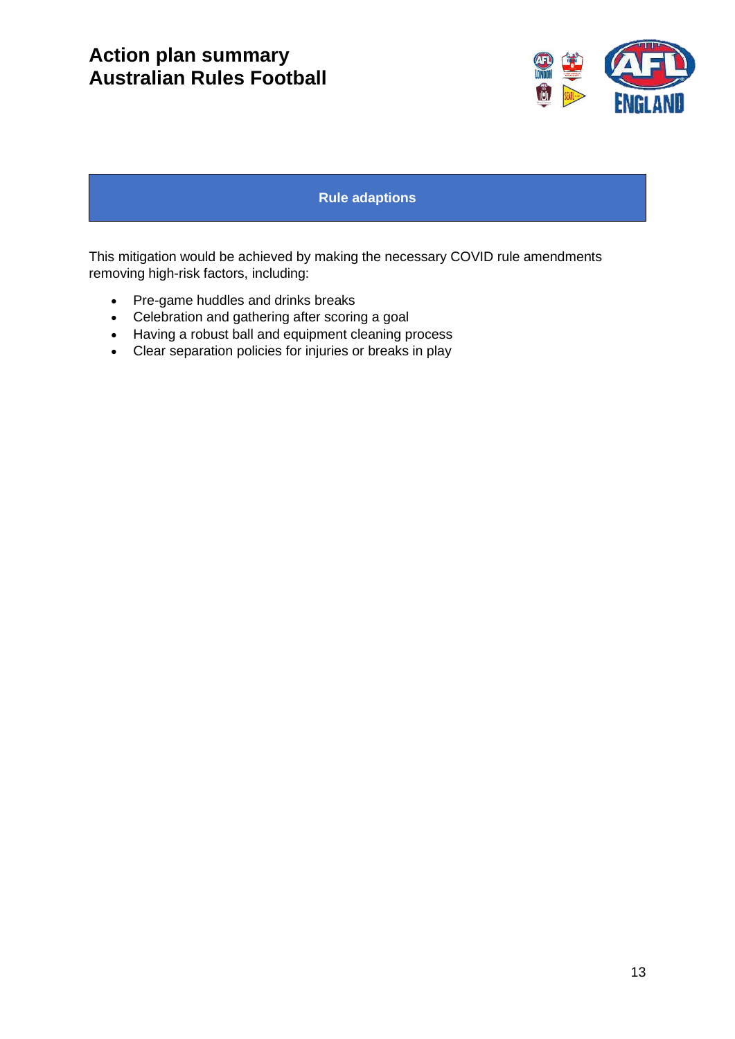# Action plan summary
# Australian Rules Football

## Rule adaptions

This mitigation would be achieved by making the necessary COVID rule amendments removing high-risk factors, including:

- Pre-game huddles and drinks breaks
- Celebration and gathering after scoring a goal
- Having a robust ball and equipment cleaning process
- Clear separation policies for injuries or breaks in play